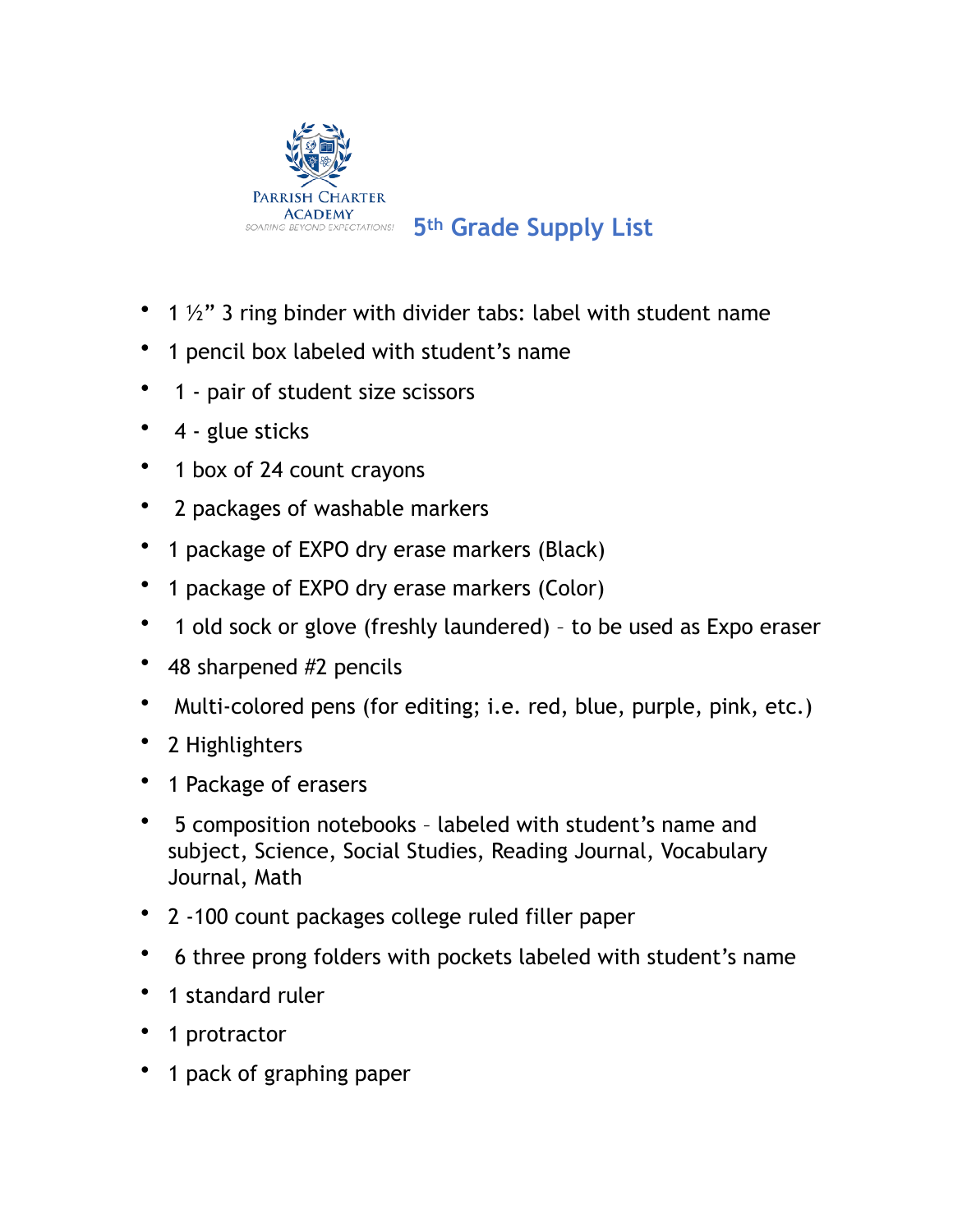PARRISH CHARTER ACADEMY

SOARING BEYOND EXPECTATIONS!

# 5th Grade Supply List

- 1 ½" 3 ring binder with divider tabs: label with student name
- 1 pencil box labeled with student's name
- 1 - pair of student size scissors
- 4 - glue sticks
- 1 box of 24 count crayons
- 2 packages of washable markers
- 1 package of EXPO dry erase markers (Black)
- 1 package of EXPO dry erase markers (Color)
- 1 old sock or glove (freshly laundered) – to be used as Expo eraser
- 48 sharpened #2 pencils
- Multi-colored pens (for editing; i.e. red, blue, purple, pink, etc.)
- 2 Highlighters
- 1 Package of erasers
- 5 composition notebooks – labeled with student's name and subject, Science, Social Studies, Reading Journal, Vocabulary Journal, Math
- 2 -100 count packages college ruled filler paper
- 6 three prong folders with pockets labeled with student's name
- 1 standard ruler
- 1 protractor
- 1 pack of graphing paper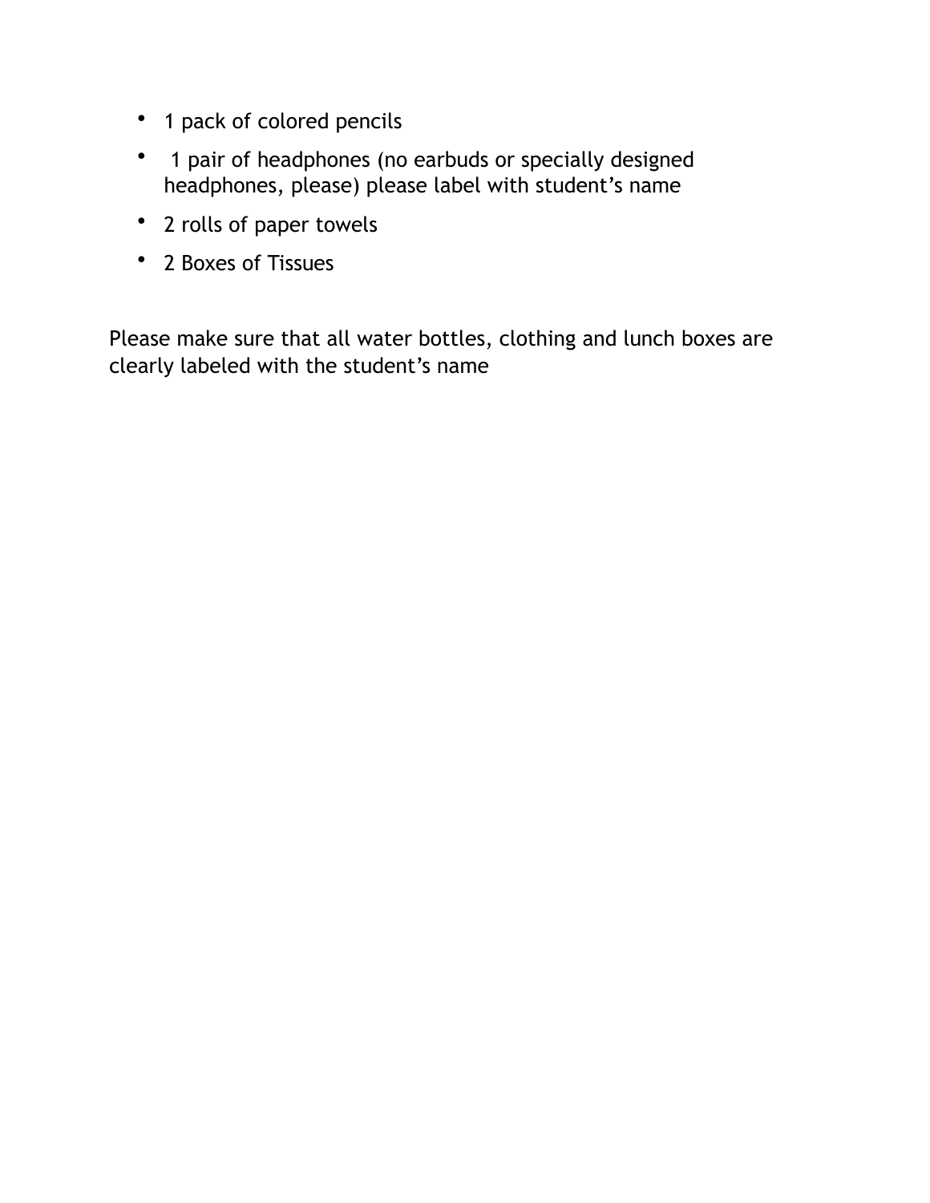- 1 pack of colored pencils
- 1 pair of headphones (no earbuds or specially designed headphones, please) please label with student's name
- 2 rolls of paper towels
- 2 Boxes of Tissues

Please make sure that all water bottles, clothing and lunch boxes are clearly labeled with the student's name